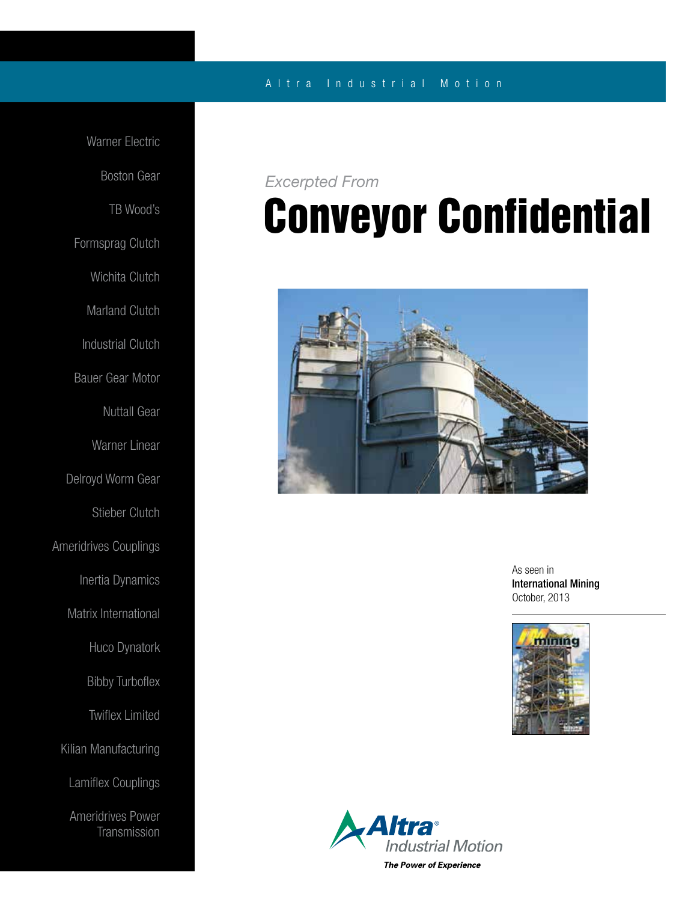Altra Industrial Motion

Warner Electric

Boston Gear

TB Wood's

Formsprag Clutch

Wichita Clutch

Marland Clutch

Industrial Clutch

Bauer Gear Motor

Nuttall Gear

Warner Linear

Delroyd Worm Gear

Stieber Clutch

Ameridrives Couplings

Inertia Dynamics

Matrix International

Huco Dynatork

Bibby Turboflex

Twiflex Limited

Kilian Manufacturing

Lamiflex Couplings

Ameridrives Power Transmission

*Excerpted From*

# Conveyor Confidential

As seen in
**International Mining**
October, 2013

Altra Industrial Motion

***The Power of Experience***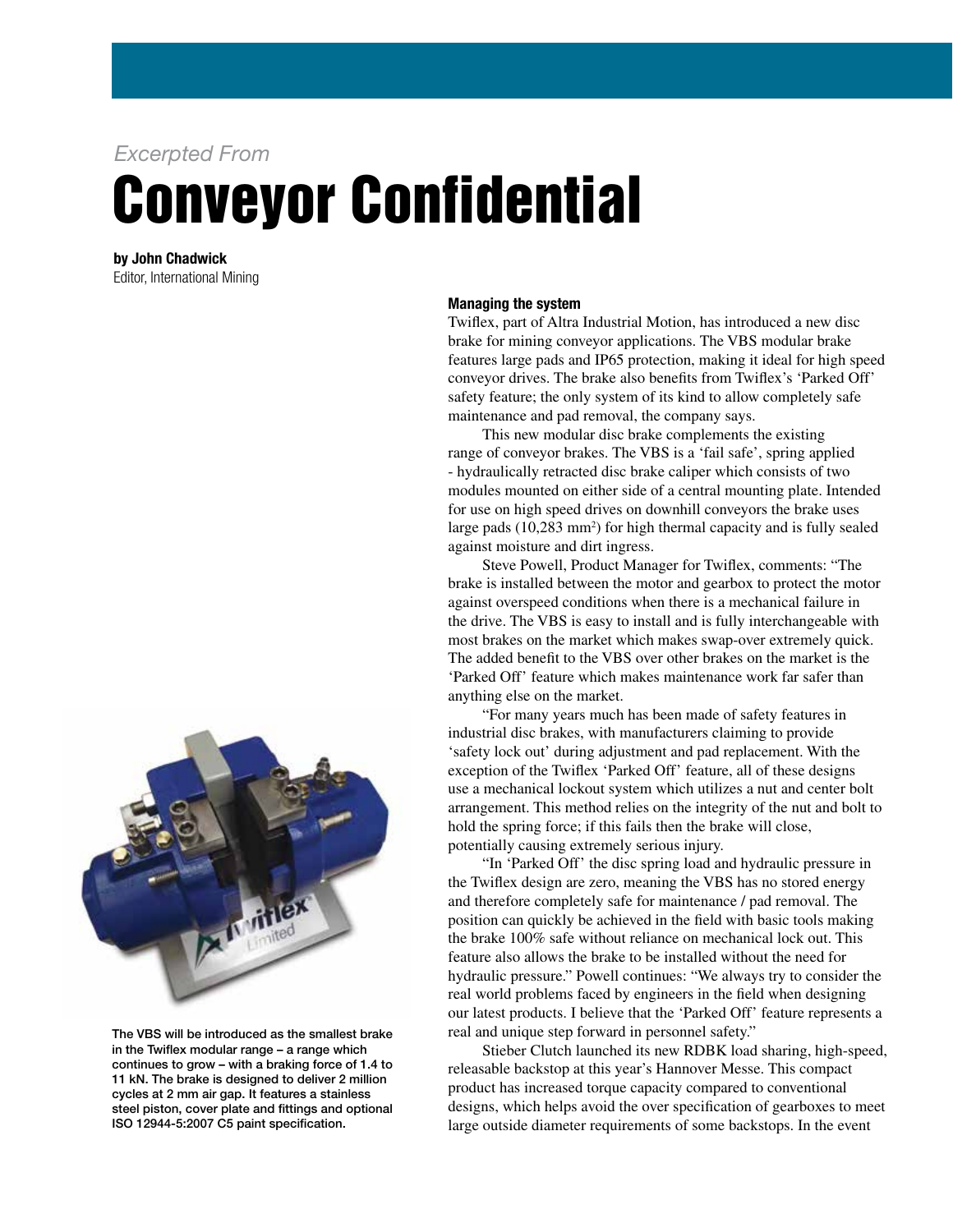*Excerpted From*

# Conveyor Confidential

**by John Chadwick**
Editor, International Mining

The VBS will be introduced as the smallest brake in the Twiflex modular range – a range which continues to grow – with a braking force of 1.4 to 11 kN. The brake is designed to deliver 2 million cycles at 2 mm air gap. It features a stainless steel piston, cover plate and fittings and optional ISO 12944-5:2007 C5 paint specification.

**Managing the system**

Twiflex, part of Altra Industrial Motion, has introduced a new disc brake for mining conveyor applications. The VBS modular brake features large pads and IP65 protection, making it ideal for high speed conveyor drives. The brake also benefits from Twiflex's 'Parked Off' safety feature; the only system of its kind to allow completely safe maintenance and pad removal, the company says.

This new modular disc brake complements the existing range of conveyor brakes. The VBS is a 'fail safe', spring applied - hydraulically retracted disc brake caliper which consists of two modules mounted on either side of a central mounting plate. Intended for use on high speed drives on downhill conveyors the brake uses large pads (10,283 mm$^2$) for high thermal capacity and is fully sealed against moisture and dirt ingress.

Steve Powell, Product Manager for Twiflex, comments: "The brake is installed between the motor and gearbox to protect the motor against overspeed conditions when there is a mechanical failure in the drive. The VBS is easy to install and is fully interchangeable with most brakes on the market which makes swap-over extremely quick. The added benefit to the VBS over other brakes on the market is the 'Parked Off' feature which makes maintenance work far safer than anything else on the market.

"For many years much has been made of safety features in industrial disc brakes, with manufacturers claiming to provide 'safety lock out' during adjustment and pad replacement. With the exception of the Twiflex 'Parked Off' feature, all of these designs use a mechanical lockout system which utilizes a nut and center bolt arrangement. This method relies on the integrity of the nut and bolt to hold the spring force; if this fails then the brake will close, potentially causing extremely serious injury.

"In 'Parked Off' the disc spring load and hydraulic pressure in the Twiflex design are zero, meaning the VBS has no stored energy and therefore completely safe for maintenance / pad removal. The position can quickly be achieved in the field with basic tools making the brake 100% safe without reliance on mechanical lock out. This feature also allows the brake to be installed without the need for hydraulic pressure." Powell continues: "We always try to consider the real world problems faced by engineers in the field when designing our latest products. I believe that the 'Parked Off' feature represents a real and unique step forward in personnel safety."

Stieber Clutch launched its new RDBK load sharing, high-speed, releasable backstop at this year's Hannover Messe. This compact product has increased torque capacity compared to conventional designs, which helps avoid the over specification of gearboxes to meet large outside diameter requirements of some backstops. In the event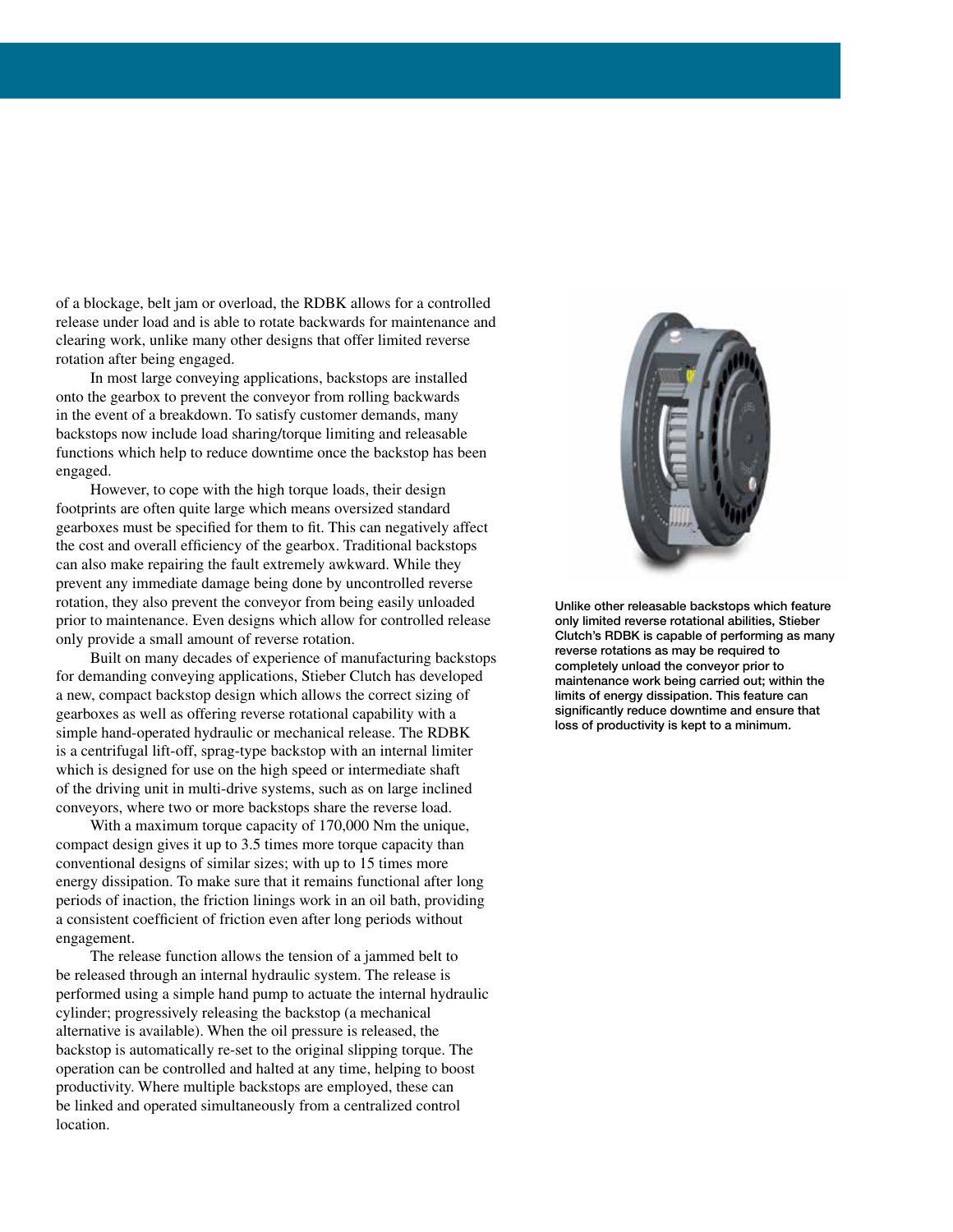of a blockage, belt jam or overload, the RDBK allows for a controlled release under load and is able to rotate backwards for maintenance and clearing work, unlike many other designs that offer limited reverse rotation after being engaged.

In most large conveying applications, backstops are installed onto the gearbox to prevent the conveyor from rolling backwards in the event of a breakdown. To satisfy customer demands, many backstops now include load sharing/torque limiting and releasable functions which help to reduce downtime once the backstop has been engaged.

However, to cope with the high torque loads, their design footprints are often quite large which means oversized standard gearboxes must be specified for them to fit. This can negatively affect the cost and overall efficiency of the gearbox. Traditional backstops can also make repairing the fault extremely awkward. While they prevent any immediate damage being done by uncontrolled reverse rotation, they also prevent the conveyor from being easily unloaded prior to maintenance. Even designs which allow for controlled release only provide a small amount of reverse rotation.

Built on many decades of experience of manufacturing backstops for demanding conveying applications, Stieber Clutch has developed a new, compact backstop design which allows the correct sizing of gearboxes as well as offering reverse rotational capability with a simple hand-operated hydraulic or mechanical release. The RDBK is a centrifugal lift-off, sprag-type backstop with an internal limiter which is designed for use on the high speed or intermediate shaft of the driving unit in multi-drive systems, such as on large inclined conveyors, where two or more backstops share the reverse load.

With a maximum torque capacity of 170,000 Nm the unique, compact design gives it up to 3.5 times more torque capacity than conventional designs of similar sizes; with up to 15 times more energy dissipation. To make sure that it remains functional after long periods of inaction, the friction linings work in an oil bath, providing a consistent coefficient of friction even after long periods without engagement.

The release function allows the tension of a jammed belt to be released through an internal hydraulic system. The release is performed using a simple hand pump to actuate the internal hydraulic cylinder; progressively releasing the backstop (a mechanical alternative is available). When the oil pressure is released, the backstop is automatically re-set to the original slipping torque. The operation can be controlled and halted at any time, helping to boost productivity. Where multiple backstops are employed, these can be linked and operated simultaneously from a centralized control location.

**Unlike other releasable backstops which feature only limited reverse rotational abilities, Stieber Clutch's RDBK is capable of performing as many reverse rotations as may be required to completely unload the conveyor prior to maintenance work being carried out; within the limits of energy dissipation. This feature can significantly reduce downtime and ensure that loss of productivity is kept to a minimum.**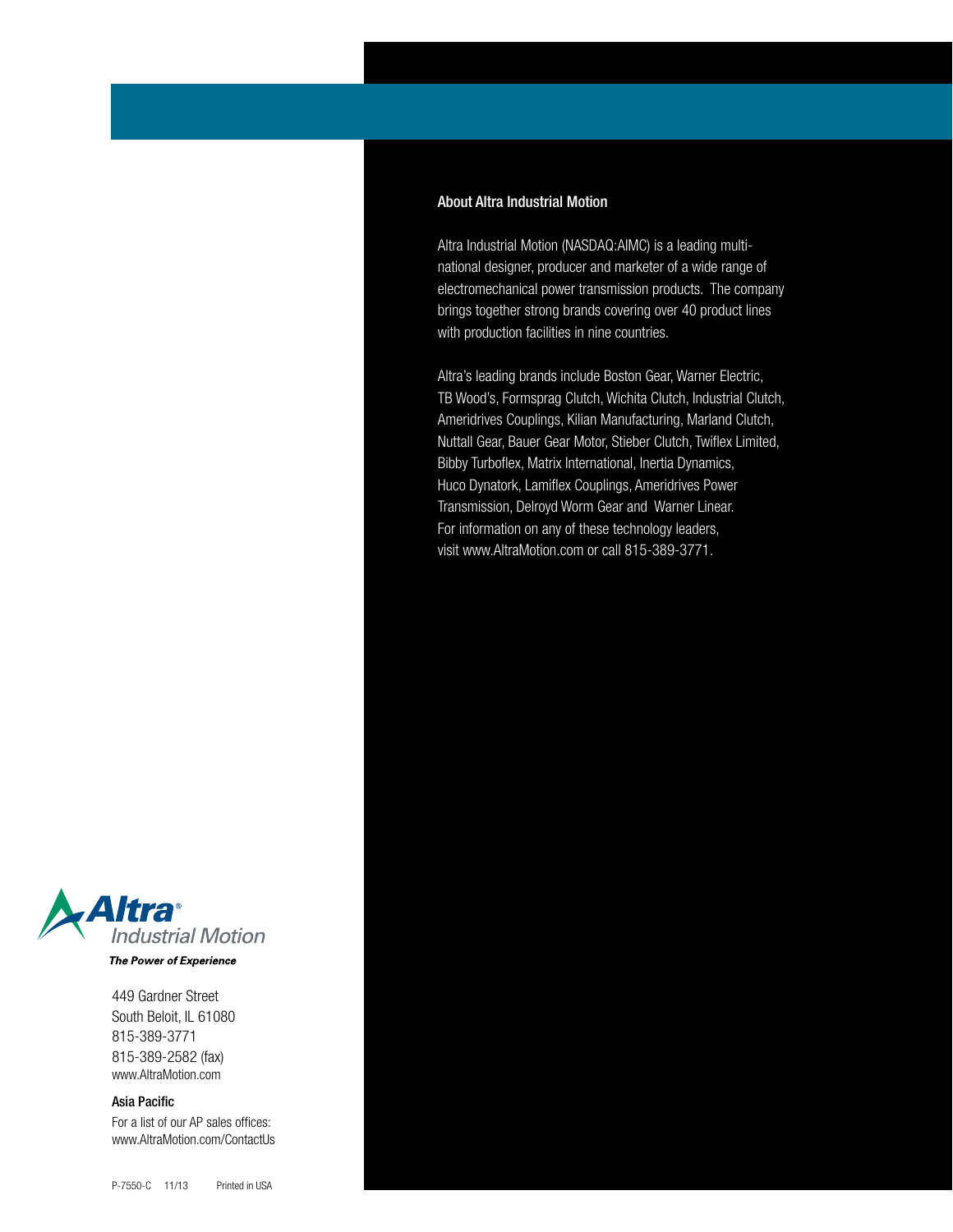## About Altra Industrial Motion

Altra Industrial Motion (NASDAQ:AIMC) is a leading multi-national designer, producer and marketer of a wide range of electromechanical power transmission products. The company brings together strong brands covering over 40 product lines with production facilities in nine countries.

Altra's leading brands include Boston Gear, Warner Electric, TB Wood's, Formsprag Clutch, Wichita Clutch, Industrial Clutch, Ameridrives Couplings, Kilian Manufacturing, Marland Clutch, Nuttall Gear, Bauer Gear Motor, Stieber Clutch, Twiflex Limited, Bibby Turboflex, Matrix International, Inertia Dynamics, Huco Dynatork, Lamiflex Couplings, Ameridrives Power Transmission, Delroyd Worm Gear and Warner Linear. For information on any of these technology leaders, visit www.AltraMotion.com or call 815-389-3771.

Altra® Industrial Motion

*The Power of Experience*

449 Gardner Street
South Beloit, IL 61080
815-389-3771
815-389-2582 (fax)
www.AltraMotion.com

**Asia Pacific**

For a list of our AP sales offices:
www.AltraMotion.com/ContactUs

P-7550-C 11/13 Printed in USA